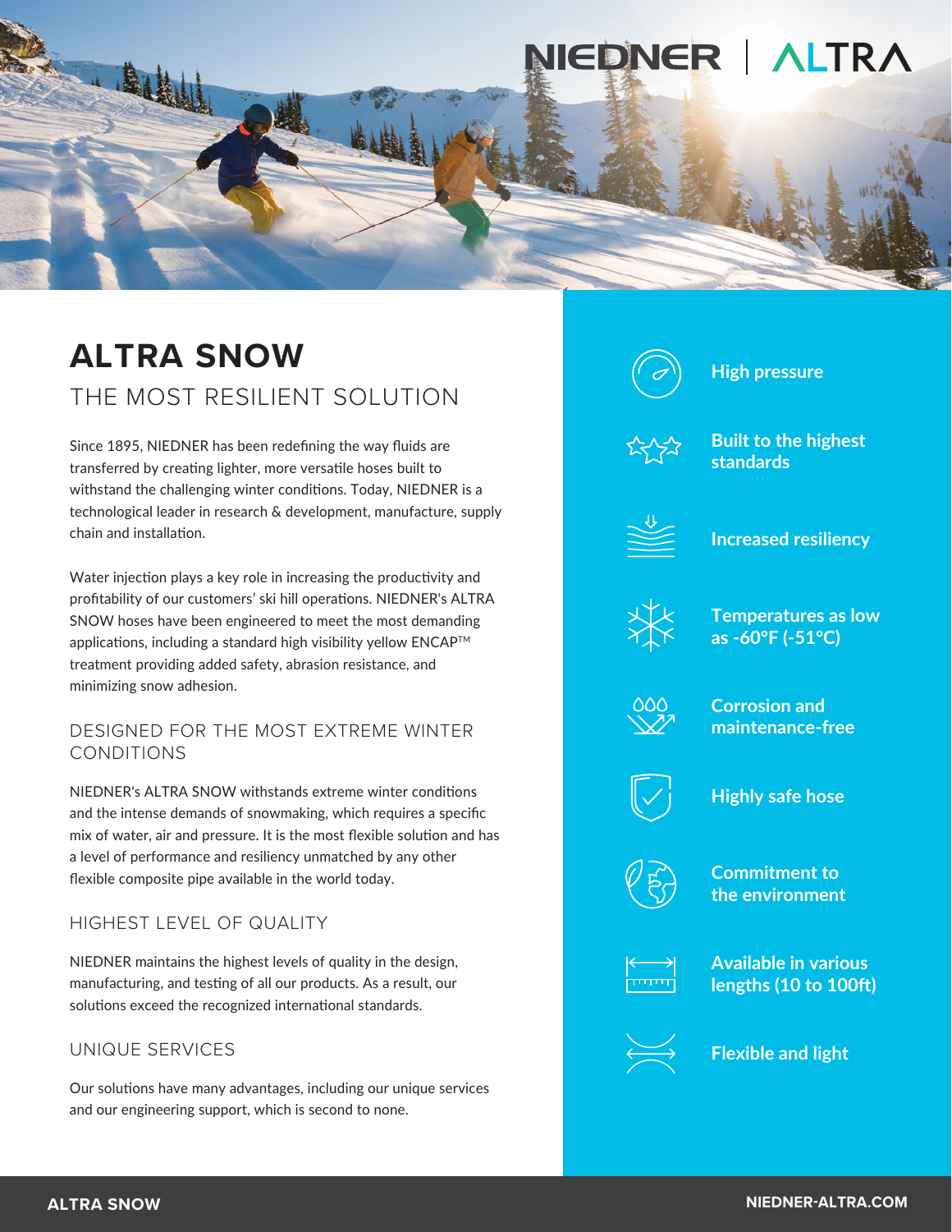NIEDNER | ALTRA

# ALTRA SNOW

## THE MOST RESILIENT SOLUTION

Since 1895, NIEDNER has been redefining the way fluids are transferred by creating lighter, more versatile hoses built to withstand the challenging winter conditions. Today, NIEDNER is a technological leader in research & development, manufacture, supply chain and installation.

Water injection plays a key role in increasing the productivity and profitability of our customers' ski hill operations. NIEDNER's ALTRA SNOW hoses have been engineered to meet the most demanding applications, including a standard high visibility yellow ENCAP™ treatment providing added safety, abrasion resistance, and minimizing snow adhesion.

### DESIGNED FOR THE MOST EXTREME WINTER CONDITIONS

NIEDNER's ALTRA SNOW withstands extreme winter conditions and the intense demands of snowmaking, which requires a specific mix of water, air and pressure. It is the most flexible solution and has a level of performance and resiliency unmatched by any other flexible composite pipe available in the world today.

### HIGHEST LEVEL OF QUALITY

NIEDNER maintains the highest levels of quality in the design, manufacturing, and testing of all our products. As a result, our solutions exceed the recognized international standards.

### UNIQUE SERVICES

Our solutions have many advantages, including our unique services and our engineering support, which is second to none.

- **High pressure**
- **Built to the highest standards**
- **Increased resiliency**
- **Temperatures as low as -60°F (-51°C)**
- **Corrosion and maintenance-free**
- **Highly safe hose**
- **Commitment to the environment**
- **Available in various lengths (10 to 100ft)**
- **Flexible and light**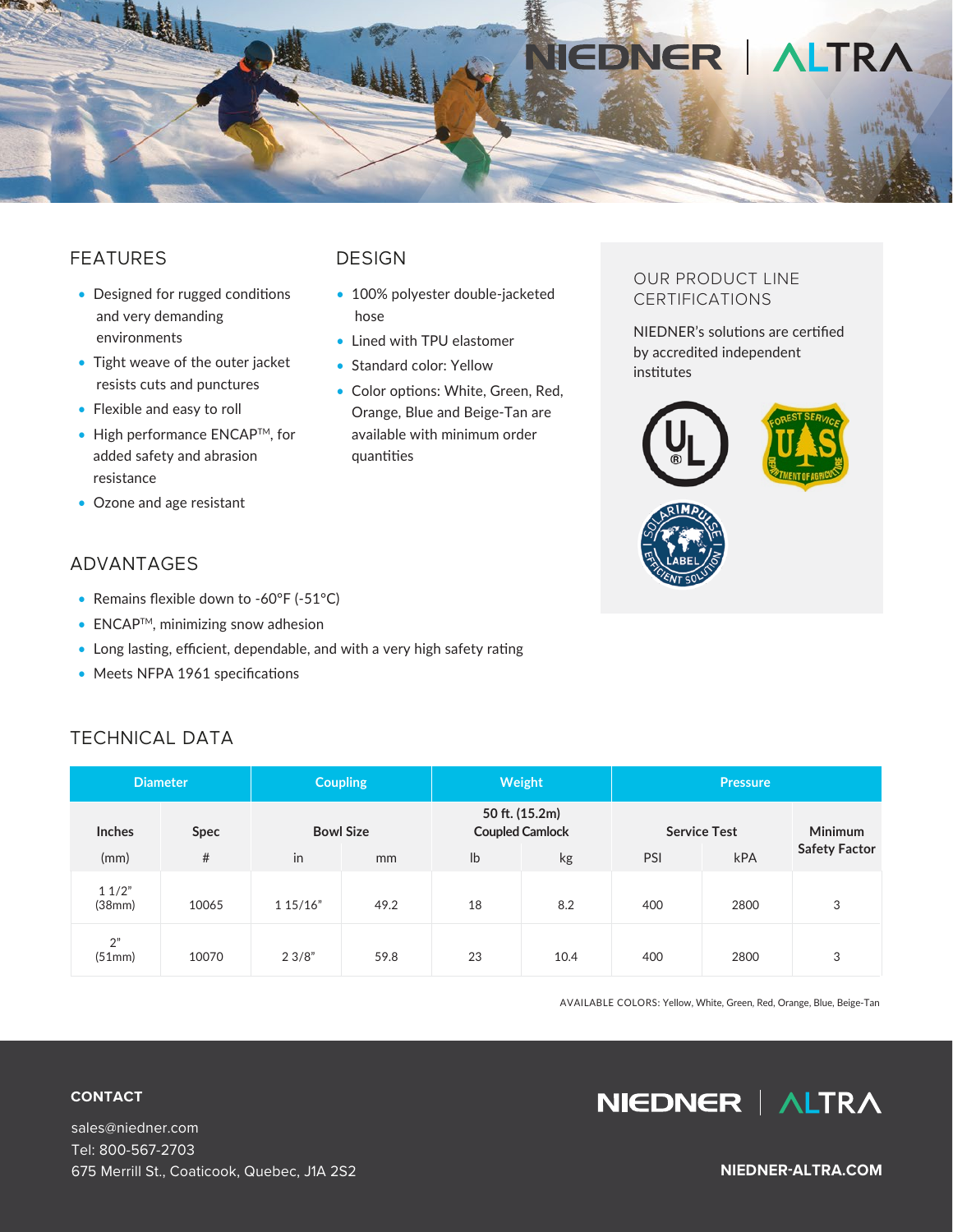NIEDNER | ALTRA

## FEATURES

- Designed for rugged conditions and very demanding environments
- Tight weave of the outer jacket resists cuts and punctures
- Flexible and easy to roll
- High performance ENCAP™, for added safety and abrasion resistance
- Ozone and age resistant

## DESIGN

- 100% polyester double-jacketed hose
- Lined with TPU elastomer
- Standard color: Yellow
- Color options: White, Green, Red, Orange, Blue and Beige-Tan are available with minimum order quantities

### OUR PRODUCT LINE CERTIFICATIONS

NIEDNER's solutions are certified by accredited independent institutes

## ADVANTAGES

- Remains flexible down to -60°F (-51°C)
- ENCAP™, minimizing snow adhesion
- Long lasting, efficient, dependable, and with a very high safety rating
- Meets NFPA 1961 specifications

## TECHNICAL DATA

| Diameter | | Coupling | | Weight | | Pressure | | |
|---|---|---|---|---|---|---|---|---|
| Inches | Spec | Bowl Size | | 50 ft. (15.2m) Coupled Camlock | | Service Test | | Minimum Safety Factor |
| (mm) | # | in | mm | lb | kg | PSI | kPA | |
| 1 1/2" (38mm) | 10065 | 1 15/16" | 49.2 | 18 | 8.2 | 400 | 2800 | 3 |
| 2" (51mm) | 10070 | 2 3/8" | 59.8 | 23 | 10.4 | 400 | 2800 | 3 |

AVAILABLE COLORS: Yellow, White, Green, Red, Orange, Blue, Beige-Tan

**CONTACT**

sales@niedner.com
Tel: 800-567-2703
675 Merrill St., Coaticook, Quebec, J1A 2S2

NIEDNER | ALTRA

**NIEDNER-ALTRA.COM**